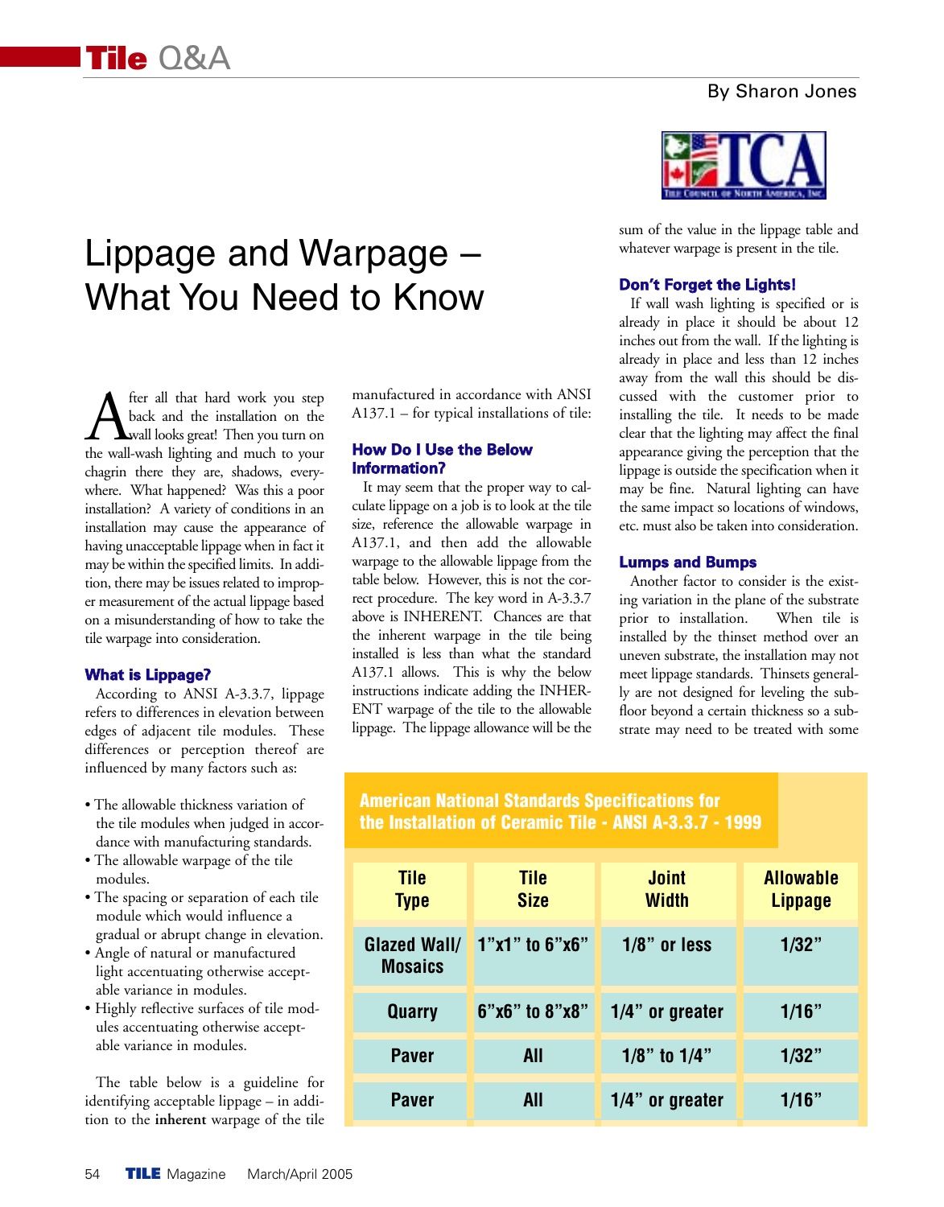# Tile Q&A

By Sharon Jones

## Lippage and Warpage – What You Need to Know

After all that hard work you step back and the installation on the wall looks great! Then you turn on the wall-wash lighting and much to your chagrin there they are, shadows, everywhere. What happened? Was this a poor installation? A variety of conditions in an installation may cause the appearance of having unacceptable lippage when in fact it may be within the specified limits. In addition, there may be issues related to improper measurement of the actual lippage based on a misunderstanding of how to take the tile warpage into consideration.

### What is Lippage?

According to ANSI A-3.3.7, lippage refers to differences in elevation between edges of adjacent tile modules. These differences or perception thereof are influenced by many factors such as:

- The allowable thickness variation of the tile modules when judged in accordance with manufacturing standards.
- The allowable warpage of the tile modules.
- The spacing or separation of each tile module which would influence a gradual or abrupt change in elevation.
- Angle of natural or manufactured light accentuating otherwise acceptable variance in modules.
- Highly reflective surfaces of tile modules accentuating otherwise acceptable variance in modules.

The table below is a guideline for identifying acceptable lippage – in addition to the **inherent** warpage of the tile manufactured in accordance with ANSI A137.1 – for typical installations of tile:

### How Do I Use the Below Information?

It may seem that the proper way to calculate lippage on a job is to look at the tile size, reference the allowable warpage in A137.1, and then add the allowable warpage to the allowable lippage from the table below. However, this is not the correct procedure. The key word in A-3.3.7 above is INHERENT. Chances are that the inherent warpage in the tile being installed is less than what the standard A137.1 allows. This is why the below instructions indicate adding the INHERENT warpage of the tile to the allowable lippage. The lippage allowance will be the sum of the value in the lippage table and whatever warpage is present in the tile.

### Don't Forget the Lights!

If wall wash lighting is specified or is already in place it should be about 12 inches out from the wall. If the lighting is already in place and less than 12 inches away from the wall this should be discussed with the customer prior to installing the tile. It needs to be made clear that the lighting may affect the final appearance giving the perception that the lippage is outside the specification when it may be fine. Natural lighting can have the same impact so locations of windows, etc. must also be taken into consideration.

### Lumps and Bumps

Another factor to consider is the existing variation in the plane of the substrate prior to installation. When tile is installed by the thinset method over an uneven substrate, the installation may not meet lippage standards. Thinsets generally are not designed for leveling the subfloor beyond a certain thickness so a substrate may need to be treated with some

**American National Standards Specifications for the Installation of Ceramic Tile - ANSI A-3.3.7 - 1999**

| Tile Type | Tile Size | Joint Width | Allowable Lippage |
|---|---|---|---|
| Glazed Wall/ Mosaics | 1"x1" to 6"x6" | 1/8" or less | 1/32" |
| Quarry | 6"x6" to 8"x8" | 1/4" or greater | 1/16" |
| Paver | All | 1/8" to 1/4" | 1/32" |
| Paver | All | 1/4" or greater | 1/16" |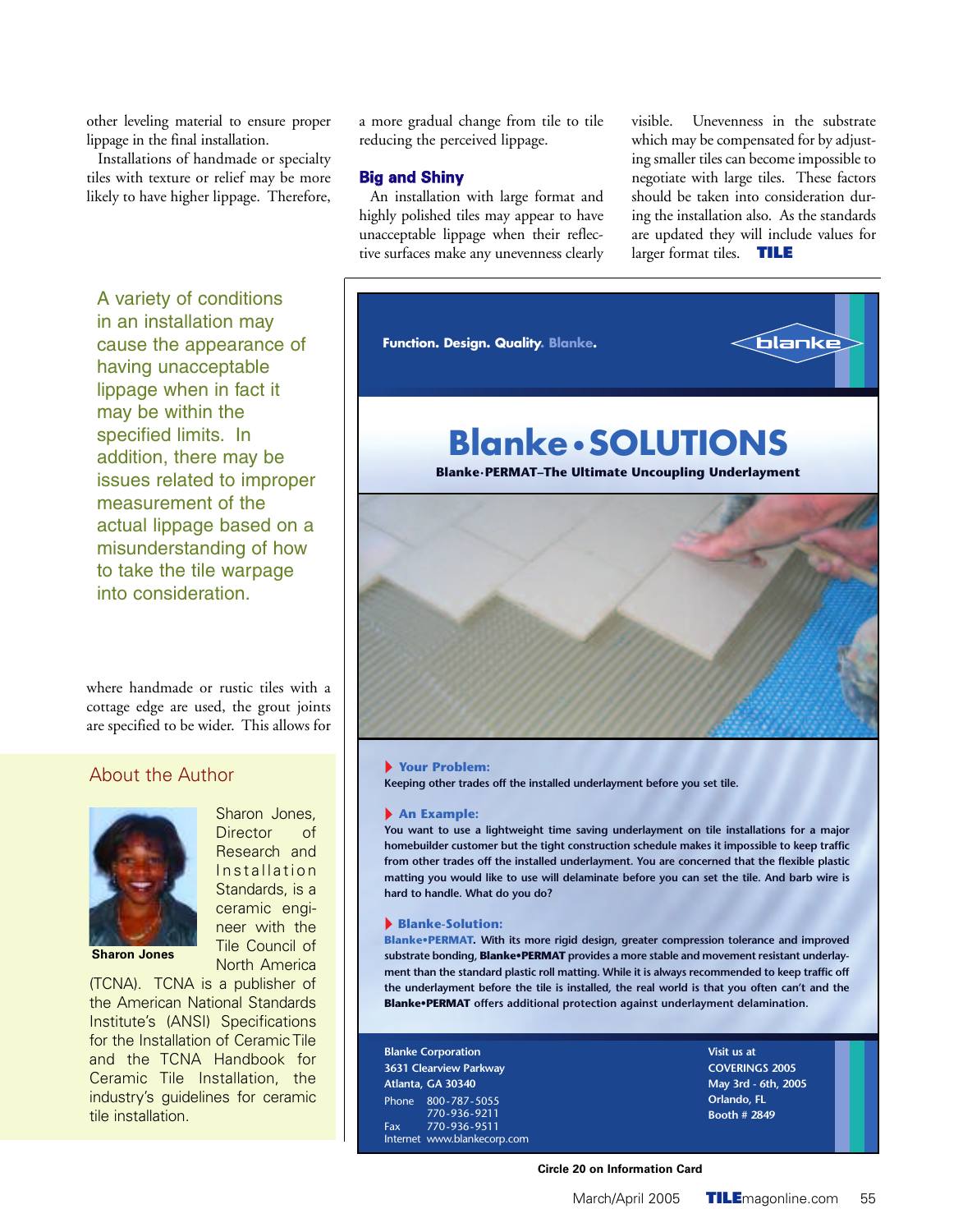other leveling material to ensure proper lippage in the final installation.

Installations of handmade or specialty tiles with texture or relief may be more likely to have higher lippage. Therefore, where handmade or rustic tiles with a cottage edge are used, the grout joints are specified to be wider. This allows for a more gradual change from tile to tile reducing the perceived lippage.

> A variety of conditions in an installation may cause the appearance of having unacceptable lippage when in fact it may be within the specified limits. In addition, there may be issues related to improper measurement of the actual lippage based on a misunderstanding of how to take the tile warpage into consideration.

### Big and Shiny

An installation with large format and highly polished tiles may appear to have unacceptable lippage when their reflective surfaces make any unevenness clearly visible. Unevenness in the substrate which may be compensated for by adjusting smaller tiles can become impossible to negotiate with large tiles. These factors should be taken into consideration during the installation also. As the standards are updated they will include values for larger format tiles. **TILE**

## About the Author

**Sharon Jones**

Sharon Jones, Director of Research and Installation Standards, is a ceramic engineer with the Tile Council of North America (TCNA). TCNA is a publisher of the American National Standards Institute's (ANSI) Specifications for the Installation of Ceramic Tile and the TCNA Handbook for Ceramic Tile Installation, the industry's guidelines for ceramic tile installation.

---

**Function. Design. Quality. Blanke.**

blanke

# Blanke • SOLUTIONS

**Blanke·PERMAT–The Ultimate Uncoupling Underlayment**

**Your Problem:**

Keeping other trades off the installed underlayment before you set tile.

**An Example:**

You want to use a lightweight time saving underlayment on tile installations for a major homebuilder customer but the tight construction schedule makes it impossible to keep traffic from other trades off the installed underlayment. You are concerned that the flexible plastic matting you would like to use will delaminate before you can set the tile. And barb wire is hard to handle. What do you do?

**Blanke-Solution:**

**Blanke•PERMAT.** With its more rigid design, greater compression tolerance and improved substrate bonding, **Blanke•PERMAT** provides a more stable and movement resistant underlayment than the standard plastic roll matting. While it is always recommended to keep traffic off the underlayment before the tile is installed, the real world is that you often can't and the **Blanke•PERMAT** offers additional protection against underlayment delamination.

Blanke Corporation
3631 Clearview Parkway
Atlanta, GA 30340
Phone 800-787-5055
770-936-9211
Fax 770-936-9511
Internet www.blankecorp.com

Visit us at
COVERINGS 2005
May 3rd - 6th, 2005
Orlando, FL
Booth # 2849

**Circle 20 on Information Card**